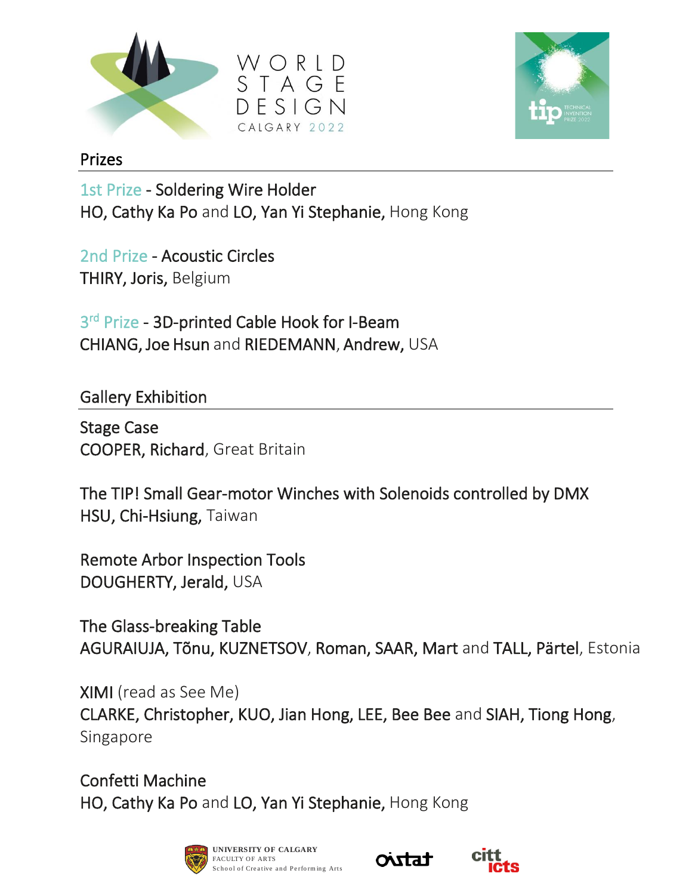WORLD STAGE DESIGN
CALGARY 2022

tip TECHNICAL INVENTION PRIZE 2022

## Prizes

**1st Prize - Soldering Wire Holder**
HO, Cathy Ka Po and LO, Yan Yi Stephanie, Hong Kong

**2nd Prize - Acoustic Circles**
THIRY, Joris, Belgium

**3rd Prize - 3D-printed Cable Hook for I-Beam**
CHIANG, Joe Hsun and RIEDEMANN, Andrew, USA

## Gallery Exhibition

**Stage Case**
COOPER, Richard, Great Britain

**The TIP! Small Gear-motor Winches with Solenoids controlled by DMX**
HSU, Chi-Hsiung, Taiwan

**Remote Arbor Inspection Tools**
DOUGHERTY, Jerald, USA

**The Glass-breaking Table**
AGURAIUJA, Tõnu, KUZNETSOV, Roman, SAAR, Mart and TALL, Pärtel, Estonia

**XIMI** (read as See Me)
CLARKE, Christopher, KUO, Jian Hong, LEE, Bee Bee and SIAH, Tiong Hong, Singapore

**Confetti Machine**
HO, Cathy Ka Po and LO, Yan Yi Stephanie, Hong Kong

UNIVERSITY OF CALGARY
FACULTY OF ARTS
School of Creative and Performing Arts

oistat

citt icts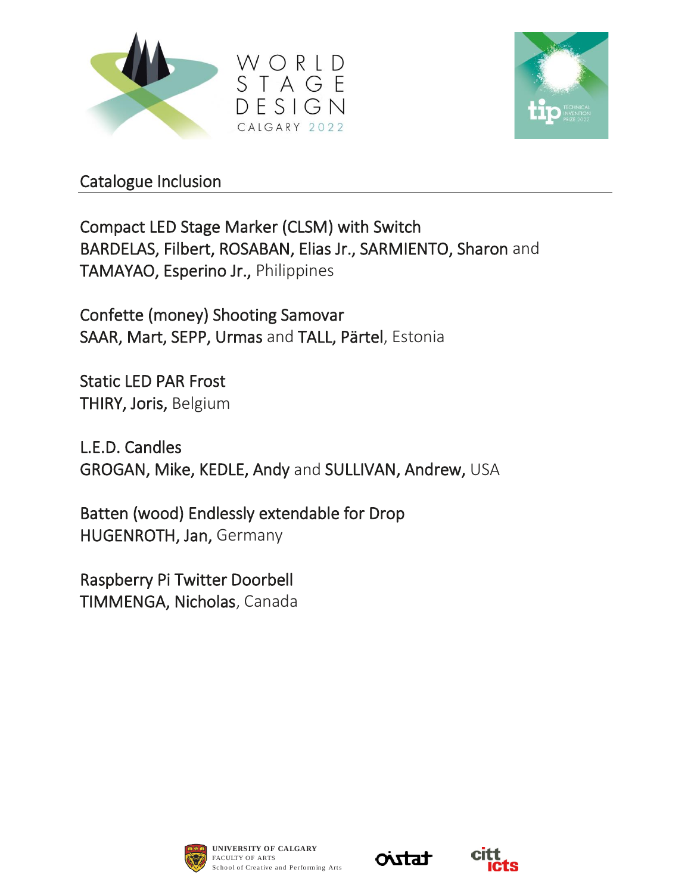## Catalogue Inclusion

Compact LED Stage Marker (CLSM) with Switch
BARDELAS, Filbert, ROSABAN, Elias Jr., SARMIENTO, Sharon and TAMAYAO, Esperino Jr., Philippines

Confette (money) Shooting Samovar
SAAR, Mart, SEPP, Urmas and TALL, Pärtel, Estonia

Static LED PAR Frost
THIRY, Joris, Belgium

L.E.D. Candles
GROGAN, Mike, KEDLE, Andy and SULLIVAN, Andrew, USA

Batten (wood) Endlessly extendable for Drop
HUGENROTH, Jan, Germany

Raspberry Pi Twitter Doorbell
TIMMENGA, Nicholas, Canada